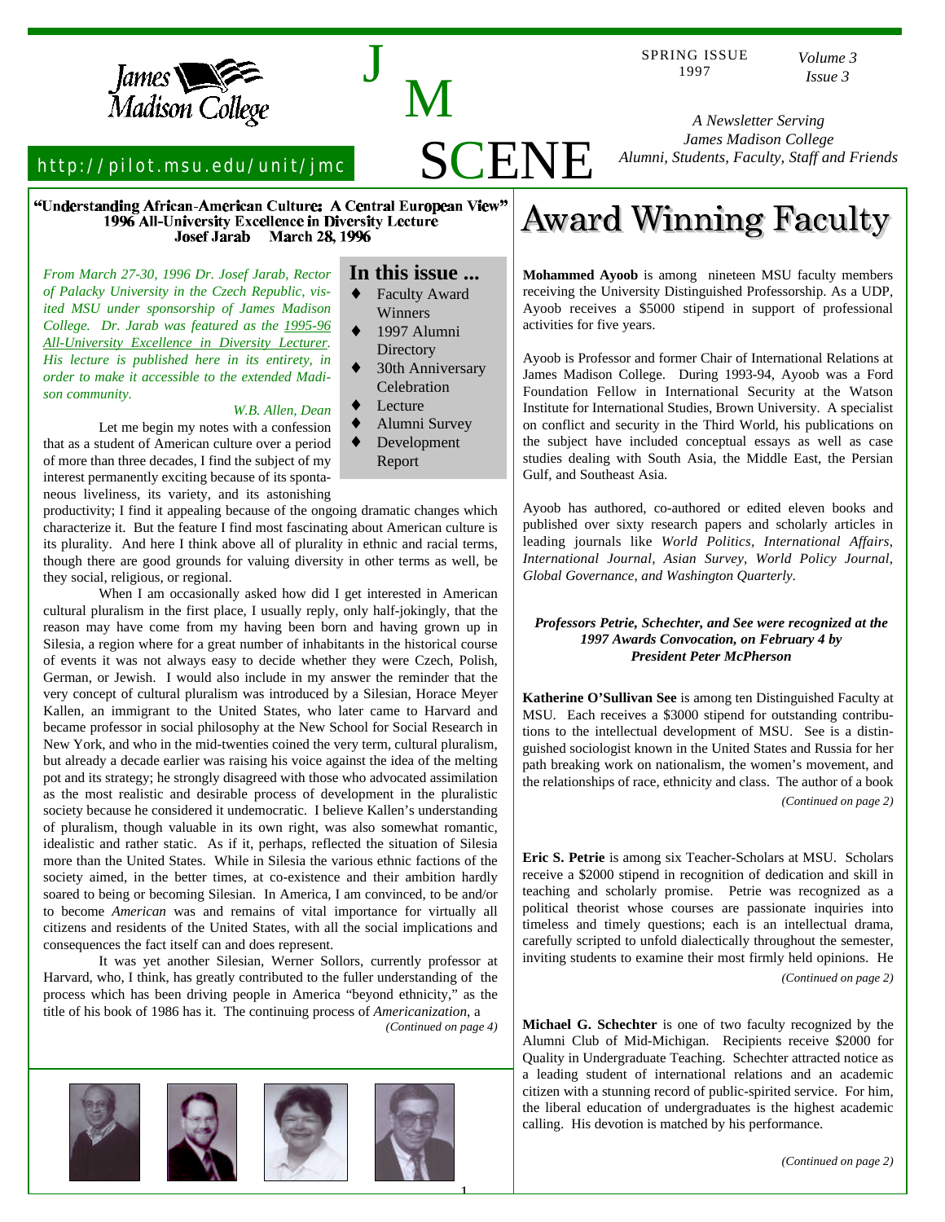# JM SCENE

SPRING ISSUE 1997

*Volume 3 Issue 3*

James Madison College

http://pilot.msu.edu/unit/jmc

*A Newsletter Serving James Madison College Alumni, Students, Faculty, Staff and Friends*

## "Understanding African-American Culture: A Central European View"

### 1996 All-University Excellence in Diversity Lecture

### Josef Jarab March 28, 1996

*From March 27-30, 1996 Dr. Josef Jarab, Rector of Palacky University in the Czech Republic, visited MSU under sponsorship of James Madison College. Dr. Jarab was featured as the 1995-96 All-University Excellence in Diversity Lecturer. His lecture is published here in its entirety, in order to make it accessible to the extended Madison community.*

*W.B. Allen, Dean*

Let me begin my notes with a confession that as a student of American culture over a period of more than three decades, I find the subject of my interest permanently exciting because of its spontaneous liveliness, its variety, and its astonishing productivity; I find it appealing because of the ongoing dramatic changes which characterize it. But the feature I find most fascinating about American culture is its plurality. And here I think above all of plurality in ethnic and racial terms, though there are good grounds for valuing diversity in other terms as well, be they social, religious, or regional.

When I am occasionally asked how did I get interested in American cultural pluralism in the first place, I usually reply, only half-jokingly, that the reason may have come from my having been born and having grown up in Silesia, a region where for a great number of inhabitants in the historical course of events it was not always easy to decide whether they were Czech, Polish, German, or Jewish. I would also include in my answer the reminder that the very concept of cultural pluralism was introduced by a Silesian, Horace Meyer Kallen, an immigrant to the United States, who later came to Harvard and became professor in social philosophy at the New School for Social Research in New York, and who in the mid-twenties coined the very term, cultural pluralism, but already a decade earlier was raising his voice against the idea of the melting pot and its strategy; he strongly disagreed with those who advocated assimilation as the most realistic and desirable process of development in the pluralistic society because he considered it undemocratic. I believe Kallen's understanding of pluralism, though valuable in its own right, was also somewhat romantic, idealistic and rather static. As if it, perhaps, reflected the situation of Silesia more than the United States. While in Silesia the various ethnic factions of the society aimed, in the better times, at co-existence and their ambition hardly soared to being or becoming Silesian. In America, I am convinced, to be and/or to become *American* was and remains of vital importance for virtually all citizens and residents of the United States, with all the social implications and consequences the fact itself can and does represent.

It was yet another Silesian, Werner Sollors, currently professor at Harvard, who, I think, has greatly contributed to the fuller understanding of the process which has been driving people in America "beyond ethnicity," as the title of his book of 1986 has it. The continuing process of *Americanization*, a

*(Continued on page 4)*

**In this issue ...**

- Faculty Award Winners
- 1997 Alumni Directory
- 30th Anniversary Celebration
- Lecture
- Alumni Survey
- Development Report

# Award Winning Faculty

**Mohammed Ayoob** is among nineteen MSU faculty members receiving the University Distinguished Professorship. As a UDP, Ayoob receives a $5000 stipend in support of professional activities for five years.

Ayoob is Professor and former Chair of International Relations at James Madison College. During 1993-94, Ayoob was a Ford Foundation Fellow in International Security at the Watson Institute for International Studies, Brown University. A specialist on conflict and security in the Third World, his publications on the subject have included conceptual essays as well as case studies dealing with South Asia, the Middle East, the Persian Gulf, and Southeast Asia.

Ayoob has authored, co-authored or edited eleven books and published over sixty research papers and scholarly articles in leading journals like *World Politics, International Affairs, International Journal, Asian Survey, World Policy Journal, Global Governance, and Washington Quarterly.*

***Professors Petrie, Schechter, and See were recognized at the 1997 Awards Convocation, on February 4 by President Peter McPherson***

**Katherine O'Sullivan See** is among ten Distinguished Faculty at MSU. Each receives a $3000 stipend for outstanding contributions to the intellectual development of MSU. See is a distinguished sociologist known in the United States and Russia for her path breaking work on nationalism, the women's movement, and the relationships of race, ethnicity and class. The author of a book

*(Continued on page 2)*

**Eric S. Petrie** is among six Teacher-Scholars at MSU. Scholars receive a $2000 stipend in recognition of dedication and skill in teaching and scholarly promise. Petrie was recognized as a political theorist whose courses are passionate inquiries into timeless and timely questions; each is an intellectual drama, carefully scripted to unfold dialectically throughout the semester, inviting students to examine their most firmly held opinions. He

*(Continued on page 2)*

**Michael G. Schechter** is one of two faculty recognized by the Alumni Club of Mid-Michigan. Recipients receive $2000 for Quality in Undergraduate Teaching. Schechter attracted notice as a leading student of international relations and an academic citizen with a stunning record of public-spirited service. For him, the liberal education of undergraduates is the highest academic calling. His devotion is matched by his performance.

*(Continued on page 2)*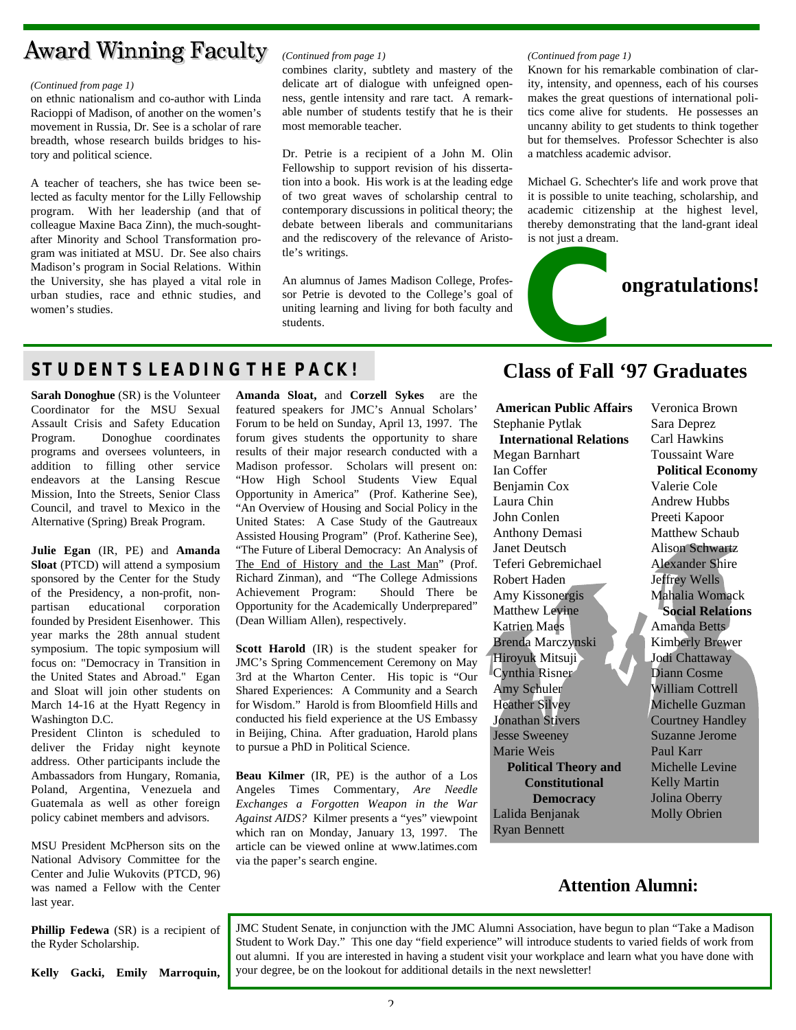# Award Winning Faculty

*(Continued from page 1)*

on ethnic nationalism and co-author with Linda Racioppi of Madison, of another on the women's movement in Russia, Dr. See is a scholar of rare breadth, whose research builds bridges to history and political science.

A teacher of teachers, she has twice been selected as faculty mentor for the Lilly Fellowship program. With her leadership (and that of colleague Maxine Baca Zinn), the much-sought-after Minority and School Transformation program was initiated at MSU. Dr. See also chairs Madison's program in Social Relations. Within the University, she has played a vital role in urban studies, race and ethnic studies, and women's studies.

*(Continued from page 1)*

combines clarity, subtlety and mastery of the delicate art of dialogue with unfeigned openness, gentle intensity and rare tact. A remarkable number of students testify that he is their most memorable teacher.

Dr. Petrie is a recipient of a John M. Olin Fellowship to support revision of his dissertation into a book. His work is at the leading edge of two great waves of scholarship central to contemporary discussions in political theory; the debate between liberals and communitarians and the rediscovery of the relevance of Aristotle's writings.

An alumnus of James Madison College, Professor Petrie is devoted to the College's goal of uniting learning and living for both faculty and students.

*(Continued from page 1)*

Known for his remarkable combination of clarity, intensity, and openness, each of his courses makes the great questions of international politics come alive for students. He possesses an uncanny ability to get students to think together but for themselves. Professor Schechter is also a matchless academic advisor.

Michael G. Schechter's life and work prove that it is possible to unite teaching, scholarship, and academic citizenship at the highest level, thereby demonstrating that the land-grant ideal is not just a dream.

**Congratulations!**

## STUDENTS LEADING THE PACK!

**Sarah Donoghue** (SR) is the Volunteer Coordinator for the MSU Sexual Assault Crisis and Safety Education Program. Donoghue coordinates programs and oversees volunteers, in addition to filling other service endeavors at the Lansing Rescue Mission, Into the Streets, Senior Class Council, and travel to Mexico in the Alternative (Spring) Break Program.

**Julie Egan** (IR, PE) and **Amanda Sloat** (PTCD) will attend a symposium sponsored by the Center for the Study of the Presidency, a non-profit, non-partisan educational corporation founded by President Eisenhower. This year marks the 28th annual student symposium. The topic symposium will focus on: "Democracy in Transition in the United States and Abroad." Egan and Sloat will join other students on March 14-16 at the Hyatt Regency in Washington D.C.

President Clinton is scheduled to deliver the Friday night keynote address. Other participants include the Ambassadors from Hungary, Romania, Poland, Argentina, Venezuela and Guatemala as well as other foreign policy cabinet members and advisors.

MSU President McPherson sits on the National Advisory Committee for the Center and Julie Wukovits (PTCD, 96) was named a Fellow with the Center last year.

**Phillip Fedewa** (SR) is a recipient of the Ryder Scholarship.

**Kelly Gacki, Emily Marroquin, Amanda Sloat,** and **Corzell Sykes** are the featured speakers for JMC's Annual Scholars' Forum to be held on Sunday, April 13, 1997. The forum gives students the opportunity to share results of their major research conducted with a Madison professor. Scholars will present on: "How High School Students View Equal Opportunity in America" (Prof. Katherine See), "An Overview of Housing and Social Policy in the United States: A Case Study of the Gautreaux Assisted Housing Program" (Prof. Katherine See), "The Future of Liberal Democracy: An Analysis of The End of History and the Last Man" (Prof. Richard Zinman), and "The College Admissions Achievement Program: Should There be Opportunity for the Academically Underprepared" (Dean William Allen), respectively.

**Scott Harold** (IR) is the student speaker for JMC's Spring Commencement Ceremony on May 3rd at the Wharton Center. His topic is "Our Shared Experiences: A Community and a Search for Wisdom." Harold is from Bloomfield Hills and conducted his field experience at the US Embassy in Beijing, China. After graduation, Harold plans to pursue a PhD in Political Science.

**Beau Kilmer** (IR, PE) is the author of a Los Angeles Times Commentary, *Are Needle Exchanges a Forgotten Weapon in the War Against AIDS?* Kilmer presents a "yes" viewpoint which ran on Monday, January 13, 1997. The article can be viewed online at www.latimes.com via the paper's search engine.

## Class of Fall '97 Graduates

**American Public Affairs**
Stephanie Pytlak

**International Relations**
Megan Barnhart
Ian Coffer
Benjamin Cox
Laura Chin
John Conlen
Anthony Demasi
Janet Deutsch
Teferi Gebremichael
Robert Haden
Amy Kissonergis
Matthew Levine
Katrien Maes
Brenda Marczynski
Hiroyuk Mitsuji
Cynthia Risner
Amy Schuler
Heather Silvey
Jonathan Stivers
Jesse Sweeney
Marie Weis

**Political Theory and Constitutional Democracy**
Lalida Benjanak
Ryan Bennett
Veronica Brown
Sara Deprez
Carl Hawkins
Toussaint Ware

**Political Economy**
Valerie Cole
Andrew Hubbs
Preeti Kapoor
Matthew Schaub
Alison Schwartz
Alexander Shire
Jeffrey Wells
Mahalia Womack

**Social Relations**
Amanda Betts
Kimberly Brewer
Jodi Chattaway
Diann Cosme
William Cottrell
Michelle Guzman
Courtney Handley
Suzanne Jerome
Paul Karr
Michelle Levine
Kelly Martin
Jolina Oberry
Molly Obrien

## Attention Alumni:

JMC Student Senate, in conjunction with the JMC Alumni Association, have begun to plan "Take a Madison Student to Work Day." This one day "field experience" will introduce students to varied fields of work from out alumni. If you are interested in having a student visit your workplace and learn what you have done with your degree, be on the lookout for additional details in the next newsletter!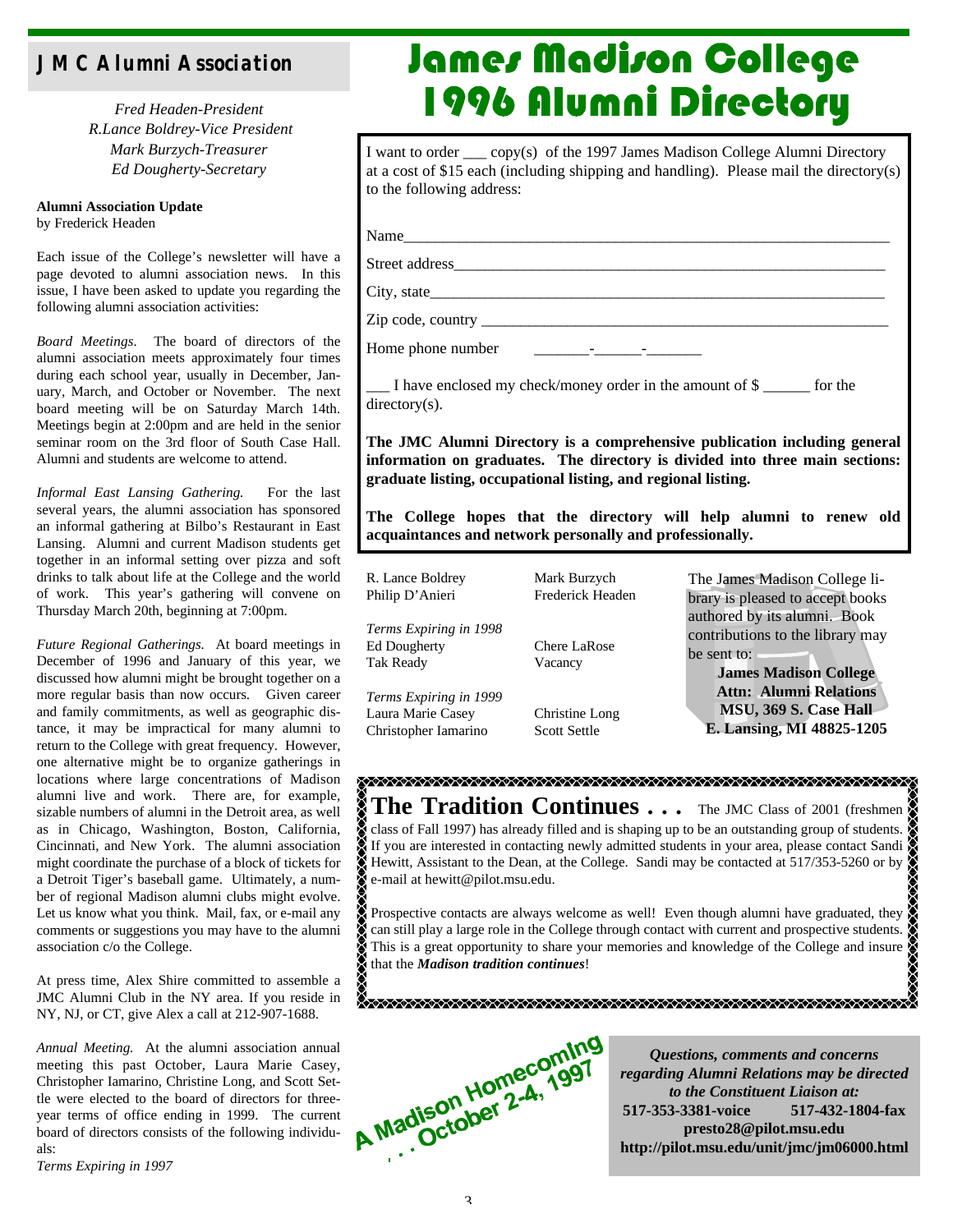## JMC Alumni Association

*Fred Headen-President*
*R.Lance Boldrey-Vice President*
*Mark Burzych-Treasurer*
*Ed Dougherty-Secretary*

**Alumni Association Update**
by Frederick Headen

Each issue of the College's newsletter will have a page devoted to alumni association news. In this issue, I have been asked to update you regarding the following alumni association activities:

*Board Meetings.* The board of directors of the alumni association meets approximately four times during each school year, usually in December, January, March, and October or November. The next board meeting will be on Saturday March 14th. Meetings begin at 2:00pm and are held in the senior seminar room on the 3rd floor of South Case Hall. Alumni and students are welcome to attend.

*Informal East Lansing Gathering.* For the last several years, the alumni association has sponsored an informal gathering at Bilbo's Restaurant in East Lansing. Alumni and current Madison students get together in an informal setting over pizza and soft drinks to talk about life at the College and the world of work. This year's gathering will convene on Thursday March 20th, beginning at 7:00pm.

*Future Regional Gatherings.* At board meetings in December of 1996 and January of this year, we discussed how alumni might be brought together on a more regular basis than now occurs. Given career and family commitments, as well as geographic distance, it may be impractical for many alumni to return to the College with great frequency. However, one alternative might be to organize gatherings in locations where large concentrations of Madison alumni live and work. There are, for example, sizable numbers of alumni in the Detroit area, as well as in Chicago, Washington, Boston, California, Cincinnati, and New York. The alumni association might coordinate the purchase of a block of tickets for a Detroit Tiger's baseball game. Ultimately, a number of regional Madison alumni clubs might evolve. Let us know what you think. Mail, fax, or e-mail any comments or suggestions you may have to the alumni association c/o the College.

At press time, Alex Shire committed to assemble a JMC Alumni Club in the NY area. If you reside in NY, NJ, or CT, give Alex a call at 212-907-1688.

*Annual Meeting.* At the alumni association annual meeting this past October, Laura Marie Casey, Christopher Iamarino, Christine Long, and Scott Settle were elected to the board of directors for three-year terms of office ending in 1999. The current board of directors consists of the following individuals:

*Terms Expiring in 1997*

R. Lance Boldrey — Mark Burzych
Philip D'Anieri — Frederick Headen

*Terms Expiring in 1998*

Ed Dougherty — Chere LaRose
Tak Ready — Vacancy

*Terms Expiring in 1999*

Laura Marie Casey — Christine Long
Christopher Iamarino — Scott Settle

# James Madison College 1996 Alumni Directory

I want to order ___ copy(s) of the 1997 James Madison College Alumni Directory at a cost of $15 each (including shipping and handling). Please mail the directory(s) to the following address:

Name________________________________________________

Street address________________________________________

City, state___________________________________________

Zip code, country _____________________________________

Home phone number _______-______-_______

___ I have enclosed my check/money order in the amount of $ ______ for the directory(s).

**The JMC Alumni Directory is a comprehensive publication including general information on graduates. The directory is divided into three main sections: graduate listing, occupational listing, and regional listing.**

**The College hopes that the directory will help alumni to renew old acquaintances and network personally and professionally.**

The James Madison College library is pleased to accept books authored by its alumni. Book contributions to the library may be sent to:

**James Madison College**
**Attn: Alumni Relations**
**MSU, 369 S. Case Hall**
**E. Lansing, MI 48825-1205**

**The Tradition Continues . . .** The JMC Class of 2001 (freshmen class of Fall 1997) has already filled and is shaping up to be an outstanding group of students. If you are interested in contacting newly admitted students in your area, please contact Sandi Hewitt, Assistant to the Dean, at the College. Sandi may be contacted at 517/353-5260 or by e-mail at hewitt@pilot.msu.edu.

Prospective contacts are always welcome as well! Even though alumni have graduated, they can still play a large role in the College through contact with current and prospective students. This is a great opportunity to share your memories and knowledge of the College and insure that the ***Madison tradition continues***!

**A Madison Homecoming . . . October 2-4, 1997**

***Questions, comments and concerns regarding Alumni Relations may be directed to the Constituent Liaison at:***
**517-353-3381-voice 517-432-1804-fax**
**presto28@pilot.msu.edu**
**http://pilot.msu.edu/unit/jmc/jm06000.html**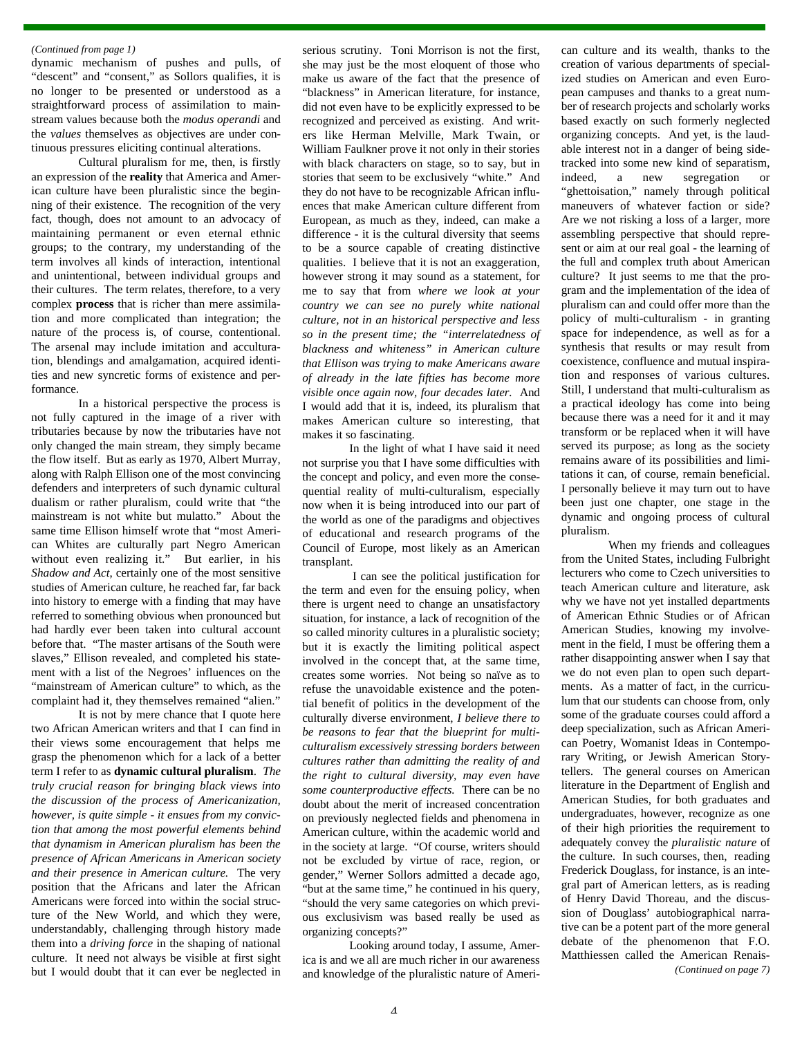*(Continued from page 1)*

dynamic mechanism of pushes and pulls, of "descent" and "consent," as Sollors qualifies, it is no longer to be presented or understood as a straightforward process of assimilation to mainstream values because both the *modus operandi* and the *values* themselves as objectives are under continuous pressures eliciting continual alterations.

Cultural pluralism for me, then, is firstly an expression of the **reality** that America and American culture have been pluralistic since the beginning of their existence. The recognition of the very fact, though, does not amount to an advocacy of maintaining permanent or even eternal ethnic groups; to the contrary, my understanding of the term involves all kinds of interaction, intentional and unintentional, between individual groups and their cultures. The term relates, therefore, to a very complex **process** that is richer than mere assimilation and more complicated than integration; the nature of the process is, of course, contentional. The arsenal may include imitation and acculturation, blendings and amalgamation, acquired identities and new syncretic forms of existence and performance.

In a historical perspective the process is not fully captured in the image of a river with tributaries because by now the tributaries have not only changed the main stream, they simply became the flow itself. But as early as 1970, Albert Murray, along with Ralph Ellison one of the most convincing defenders and interpreters of such dynamic cultural dualism or rather pluralism, could write that "the mainstream is not white but mulatto." About the same time Ellison himself wrote that "most American Whites are culturally part Negro American without even realizing it." But earlier, in his *Shadow and Act*, certainly one of the most sensitive studies of American culture, he reached far, far back into history to emerge with a finding that may have referred to something obvious when pronounced but had hardly ever been taken into cultural account before that. "The master artisans of the South were slaves," Ellison revealed, and completed his statement with a list of the Negroes' influences on the "mainstream of American culture" to which, as the complaint had it, they themselves remained "alien."

It is not by mere chance that I quote here two African American writers and that I can find in their views some encouragement that helps me grasp the phenomenon which for a lack of a better term I refer to as **dynamic cultural pluralism**. *The truly crucial reason for bringing black views into the discussion of the process of Americanization, however, is quite simple - it ensues from my conviction that among the most powerful elements behind that dynamism in American pluralism has been the presence of African Americans in American society and their presence in American culture.* The very position that the Africans and later the African Americans were forced into within the social structure of the New World, and which they were, understandably, challenging through history made them into a *driving force* in the shaping of national culture. It need not always be visible at first sight but I would doubt that it can ever be neglected in serious scrutiny. Toni Morrison is not the first, she may just be the most eloquent of those who make us aware of the fact that the presence of "blackness" in American literature, for instance, did not even have to be explicitly expressed to be recognized and perceived as existing. And writers like Herman Melville, Mark Twain, or William Faulkner prove it not only in their stories with black characters on stage, so to say, but in stories that seem to be exclusively "white." And they do not have to be recognizable African influences that make American culture different from European, as much as they, indeed, can make a difference - it is the cultural diversity that seems to be a source capable of creating distinctive qualities. I believe that it is not an exaggeration, however strong it may sound as a statement, for me to say that from *where we look at your country we can see no purely white national culture, not in an historical perspective and less so in the present time; the "interrelatedness of blackness and whiteness" in American culture that Ellison was trying to make Americans aware of already in the late fifties has become more visible once again now, four decades later.* And I would add that it is, indeed, its pluralism that makes American culture so interesting, that makes it so fascinating.

In the light of what I have said it need not surprise you that I have some difficulties with the concept and policy, and even more the consequential reality of multi-culturalism, especially now when it is being introduced into our part of the world as one of the paradigms and objectives of educational and research programs of the Council of Europe, most likely as an American transplant.

I can see the political justification for the term and even for the ensuing policy, when there is urgent need to change an unsatisfactory situation, for instance, a lack of recognition of the so called minority cultures in a pluralistic society; but it is exactly the limiting political aspect involved in the concept that, at the same time, creates some worries. Not being so naïve as to refuse the unavoidable existence and the potential benefit of politics in the development of the culturally diverse environment, *I believe there to be reasons to fear that the blueprint for multiculturalism excessively stressing borders between cultures rather than admitting the reality of and the right to cultural diversity, may even have some counterproductive effects.* There can be no doubt about the merit of increased concentration on previously neglected fields and phenomena in American culture, within the academic world and in the society at large. "Of course, writers should not be excluded by virtue of race, region, or gender," Werner Sollors admitted a decade ago, "but at the same time," he continued in his query, "should the very same categories on which previous exclusivism was based really be used as organizing concepts?"

Looking around today, I assume, America is and we all are much richer in our awareness and knowledge of the pluralistic nature of American culture and its wealth, thanks to the creation of various departments of specialized studies on American and even European campuses and thanks to a great number of research projects and scholarly works based exactly on such formerly neglected organizing concepts. And yet, is the laudable interest not in a danger of being sidetracked into some new kind of separatism, indeed, a new segregation or "ghettoisation," namely through political maneuvers of whatever faction or side? Are we not risking a loss of a larger, more assembling perspective that should represent or aim at our real goal - the learning of the full and complex truth about American culture? It just seems to me that the program and the implementation of the idea of pluralism can and could offer more than the policy of multi-culturalism - in granting space for independence, as well as for a synthesis that results or may result from coexistence, confluence and mutual inspiration and responses of various cultures. Still, I understand that multi-culturalism as a practical ideology has come into being because there was a need for it and it may transform or be replaced when it will have served its purpose; as long as the society remains aware of its possibilities and limitations it can, of course, remain beneficial. I personally believe it may turn out to have been just one chapter, one stage in the dynamic and ongoing process of cultural pluralism.

When my friends and colleagues from the United States, including Fulbright lecturers who come to Czech universities to teach American culture and literature, ask why we have not yet installed departments of American Ethnic Studies or of African American Studies, knowing my involvement in the field, I must be offering them a rather disappointing answer when I say that we do not even plan to open such departments. As a matter of fact, in the curriculum that our students can choose from, only some of the graduate courses could afford a deep specialization, such as African American Poetry, Womanist Ideas in Contemporary Writing, or Jewish American Storytellers. The general courses on American literature in the Department of English and American Studies, for both graduates and undergraduates, however, recognize as one of their high priorities the requirement to adequately convey the *pluralistic nature* of the culture. In such courses, then, reading Frederick Douglass, for instance, is an integral part of American letters, as is reading of Henry David Thoreau, and the discussion of Douglass' autobiographical narrative can be a potent part of the more general debate of the phenomenon that F.O. Matthiessen called the American Renais-

*(Continued on page 7)*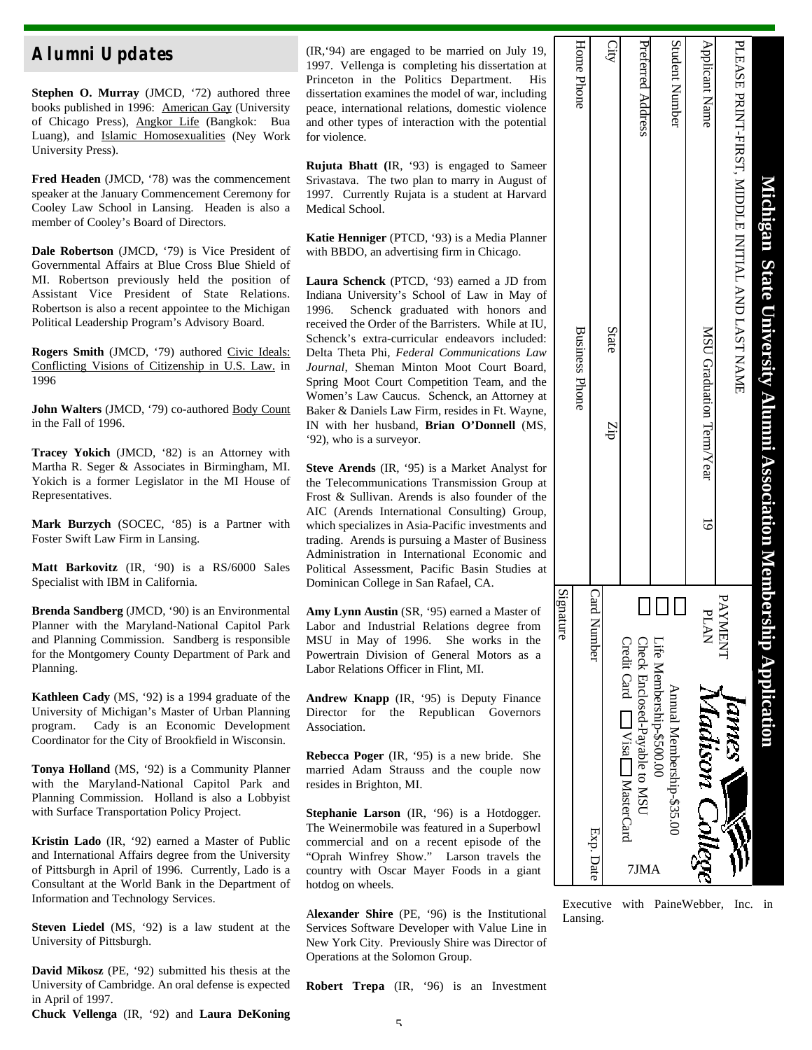## Alumni Updates

**Stephen O. Murray** (JMCD, '72) authored three books published in 1996: American Gay (University of Chicago Press), Angkor Life (Bangkok: Bua Luang), and Islamic Homosexualities (Ney Work University Press).

**Fred Headen** (JMCD, '78) was the commencement speaker at the January Commencement Ceremony for Cooley Law School in Lansing. Headen is also a member of Cooley's Board of Directors.

**Dale Robertson** (JMCD, '79) is Vice President of Governmental Affairs at Blue Cross Blue Shield of MI. Robertson previously held the position of Assistant Vice President of State Relations. Robertson is also a recent appointee to the Michigan Political Leadership Program's Advisory Board.

**Rogers Smith** (JMCD, '79) authored Civic Ideals: Conflicting Visions of Citizenship in U.S. Law. in 1996

**John Walters** (JMCD, '79) co-authored Body Count in the Fall of 1996.

**Tracey Yokich** (JMCD, '82) is an Attorney with Martha R. Seger & Associates in Birmingham, MI. Yokich is a former Legislator in the MI House of Representatives.

**Mark Burzych** (SOCEC, '85) is a Partner with Foster Swift Law Firm in Lansing.

**Matt Barkovitz** (IR, '90) is a RS/6000 Sales Specialist with IBM in California.

**Brenda Sandberg** (JMCD, '90) is an Environmental Planner with the Maryland-National Capitol Park and Planning Commission. Sandberg is responsible for the Montgomery County Department of Park and Planning.

**Kathleen Cady** (MS, '92) is a 1994 graduate of the University of Michigan's Master of Urban Planning program. Cady is an Economic Development Coordinator for the City of Brookfield in Wisconsin.

**Tonya Holland** (MS, '92) is a Community Planner with the Maryland-National Capitol Park and Planning Commission. Holland is also a Lobbyist with Surface Transportation Policy Project.

**Kristin Lado** (IR, '92) earned a Master of Public and International Affairs degree from the University of Pittsburgh in April of 1996. Currently, Lado is a Consultant at the World Bank in the Department of Information and Technology Services.

**Steven Liedel** (MS, '92) is a law student at the University of Pittsburgh.

**David Mikosz** (PE, '92) submitted his thesis at the University of Cambridge. An oral defense is expected in April of 1997.

**Chuck Vellenga** (IR, '92) and **Laura DeKoning** (IR,'94) are engaged to be married on July 19, 1997. Vellenga is completing his dissertation at Princeton in the Politics Department. His dissertation examines the model of war, including peace, international relations, domestic violence and other types of interaction with the potential for violence.

**Rujuta Bhatt (**IR, '93) is engaged to Sameer Srivastava. The two plan to marry in August of 1997. Currently Rujata is a student at Harvard Medical School.

**Katie Henniger** (PTCD, '93) is a Media Planner with BBDO, an advertising firm in Chicago.

**Laura Schenck** (PTCD, '93) earned a JD from Indiana University's School of Law in May of 1996. Schenck graduated with honors and received the Order of the Barristers. While at IU, Schenck's extra-curricular endeavors included: Delta Theta Phi, *Federal Communications Law Journal*, Sheman Minton Moot Court Board, Spring Moot Court Competition Team, and the Women's Law Caucus. Schenck, an Attorney at Baker & Daniels Law Firm, resides in Ft. Wayne, IN with her husband, **Brian O'Donnell** (MS, '92), who is a surveyor.

**Steve Arends** (IR, '95) is a Market Analyst for the Telecommunications Transmission Group at Frost & Sullivan. Arends is also founder of the AIC (Arends International Consulting) Group, which specializes in Asia-Pacific investments and trading. Arends is pursuing a Master of Business Administration in International Economic and Political Assessment, Pacific Basin Studies at Dominican College in San Rafael, CA.

**Amy Lynn Austin** (SR, '95) earned a Master of Labor and Industrial Relations degree from MSU in May of 1996. She works in the Powertrain Division of General Motors as a Labor Relations Officer in Flint, MI.

**Andrew Knapp** (IR, '95) is Deputy Finance Director for the Republican Governors Association.

**Rebecca Poger** (IR, '95) is a new bride. She married Adam Strauss and the couple now resides in Brighton, MI.

**Stephanie Larson** (IR, '96) is a Hotdogger. The Weinermobile was featured in a Superbowl commercial and on a recent episode of the "Oprah Winfrey Show." Larson travels the country with Oscar Mayer Foods in a giant hotdog on wheels.

A**lexander Shire** (PE, '96) is the Institutional Services Software Developer with Value Line in New York City. Previously Shire was Director of Operations at the Solomon Group.

**Robert Trepa** (IR, '96) is an Investment Executive with PaineWebber, Inc. in Lansing.

---

**Michigan State University Alumni Association Membership Application**

PLEASE PRINT-FIRST, MIDDLE INITIAL AND LAST NAME

Applicant Name ______ MSU Graduation Term/Year 19____

Student Number ______

Preferred Address ______

City ______ State ______ Zip ______

Home Phone ______ Business Phone ______

**PAYMENT PLAN** — James Madison College

☐ Annual Membership-$35.00

☐ Life Membership-$500.00

☐ Check Enclosed-Payable to MSU

Credit Card ☐ Visa ☐ MasterCard

7JMA

Card Number ______ Exp. Date ______

Signature ______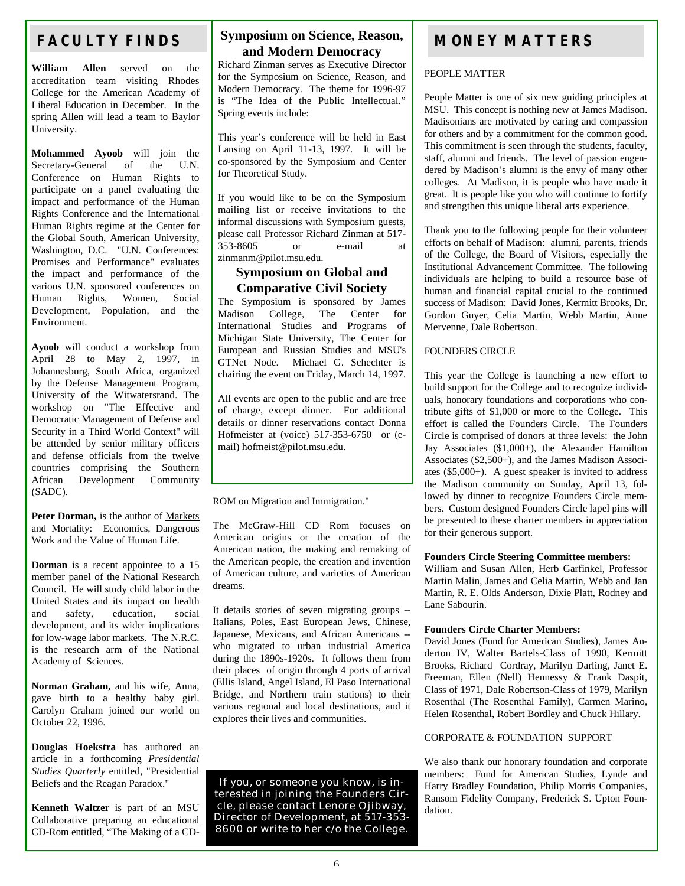## FACULTY FINDS

**William Allen** served on the accreditation team visiting Rhodes College for the American Academy of Liberal Education in December. In the spring Allen will lead a team to Baylor University.

**Mohammed Ayoob** will join the Secretary-General of the U.N. Conference on Human Rights to participate on a panel evaluating the impact and performance of the Human Rights Conference and the International Human Rights regime at the Center for the Global South, American University, Washington, D.C. "U.N. Conferences: Promises and Performance" evaluates the impact and performance of the various U.N. sponsored conferences on Human Rights, Women, Social Development, Population, and the Environment.

**Ayoob** will conduct a workshop from April 28 to May 2, 1997, in Johannesburg, South Africa, organized by the Defense Management Program, University of the Witwatersrand. The workshop on "The Effective and Democratic Management of Defense and Security in a Third World Context" will be attended by senior military officers and defense officials from the twelve countries comprising the Southern African Development Community (SADC).

**Peter Dorman,** is the author of Markets and Mortality: Economics, Dangerous Work and the Value of Human Life.

**Dorman** is a recent appointee to a 15 member panel of the National Research Council. He will study child labor in the United States and its impact on health and safety, education, social development, and its wider implications for low-wage labor markets. The N.R.C. is the research arm of the National Academy of Sciences.

**Norman Graham,** and his wife, Anna, gave birth to a healthy baby girl. Carolyn Graham joined our world on October 22, 1996.

**Douglas Hoekstra** has authored an article in a forthcoming *Presidential Studies Quarterly* entitled, "Presidential Beliefs and the Reagan Paradox."

**Kenneth Waltzer** is part of an MSU Collaborative preparing an educational CD-Rom entitled, "The Making of a CD-ROM on Migration and Immigration."

The McGraw-Hill CD Rom focuses on American origins or the creation of the American nation, the making and remaking of the American people, the creation and invention of American culture, and varieties of American dreams.

It details stories of seven migrating groups -- Italians, Poles, East European Jews, Chinese, Japanese, Mexicans, and African Americans -- who migrated to urban industrial America during the 1890s-1920s. It follows them from their places of origin through 4 ports of arrival (Ellis Island, Angel Island, El Paso International Bridge, and Northern train stations) to their various regional and local destinations, and it explores their lives and communities.

## Symposium on Science, Reason, and Modern Democracy

Richard Zinman serves as Executive Director for the Symposium on Science, Reason, and Modern Democracy. The theme for 1996-97 is "The Idea of the Public Intellectual." Spring events include:

This year's conference will be held in East Lansing on April 11-13, 1997. It will be co-sponsored by the Symposium and Center for Theoretical Study.

If you would like to be on the Symposium mailing list or receive invitations to the informal discussions with Symposium guests, please call Professor Richard Zinman at 517-353-8605 or e-mail at zinmanm@pilot.msu.edu.

## Symposium on Global and Comparative Civil Society

The Symposium is sponsored by James Madison College, The Center for International Studies and Programs of Michigan State University, The Center for European and Russian Studies and MSU's GTNet Node. Michael G. Schechter is chairing the event on Friday, March 14, 1997.

All events are open to the public and are free of charge, except dinner. For additional details or dinner reservations contact Donna Hofmeister at (voice) 517-353-6750 or (e-mail) hofmeist@pilot.msu.edu.

## MONEY MATTERS

PEOPLE MATTER

People Matter is one of six new guiding principles at MSU. This concept is nothing new at James Madison. Madisonians are motivated by caring and compassion for others and by a commitment for the common good. This commitment is seen through the students, faculty, staff, alumni and friends. The level of passion engendered by Madison's alumni is the envy of many other colleges. At Madison, it is people who have made it great. It is people like you who will continue to fortify and strengthen this unique liberal arts experience.

Thank you to the following people for their volunteer efforts on behalf of Madison: alumni, parents, friends of the College, the Board of Visitors, especially the Institutional Advancement Committee. The following individuals are helping to build a resource base of human and financial capital crucial to the continued success of Madison: David Jones, Kermitt Brooks, Dr. Gordon Guyer, Celia Martin, Webb Martin, Anne Mervenne, Dale Robertson.

FOUNDERS CIRCLE

This year the College is launching a new effort to build support for the College and to recognize individuals, honorary foundations and corporations who contribute gifts of $1,000 or more to the College. This effort is called the Founders Circle. The Founders Circle is comprised of donors at three levels: the John Jay Associates ($1,000+), the Alexander Hamilton Associates ($2,500+), and the James Madison Associates ($5,000+). A guest speaker is invited to address the Madison community on Sunday, April 13, followed by dinner to recognize Founders Circle members. Custom designed Founders Circle lapel pins will be presented to these charter members in appreciation for their generous support.

**Founders Circle Steering Committee members:**
William and Susan Allen, Herb Garfinkel, Professor Martin Malin, James and Celia Martin, Webb and Jan Martin, R. E. Olds Anderson, Dixie Platt, Rodney and Lane Sabourin.

**Founders Circle Charter Members:**
David Jones (Fund for American Studies), James Anderton IV, Walter Bartels-Class of 1990, Kermitt Brooks, Richard Cordray, Marilyn Darling, Janet E. Freeman, Ellen (Nell) Hennessy & Frank Daspit, Class of 1971, Dale Robertson-Class of 1979, Marilyn Rosenthal (The Rosenthal Family), Carmen Marino, Helen Rosenthal, Robert Bordley and Chuck Hillary.

CORPORATE & FOUNDATION SUPPORT

We also thank our honorary foundation and corporate members: Fund for American Studies, Lynde and Harry Bradley Foundation, Philip Morris Companies, Ransom Fidelity Company, Frederick S. Upton Foundation.

If you, or someone you know, is interested in joining the Founders Circle, please contact Lenore Ojibway, Director of Development, at 517-353-8600 or write to her c/o the College.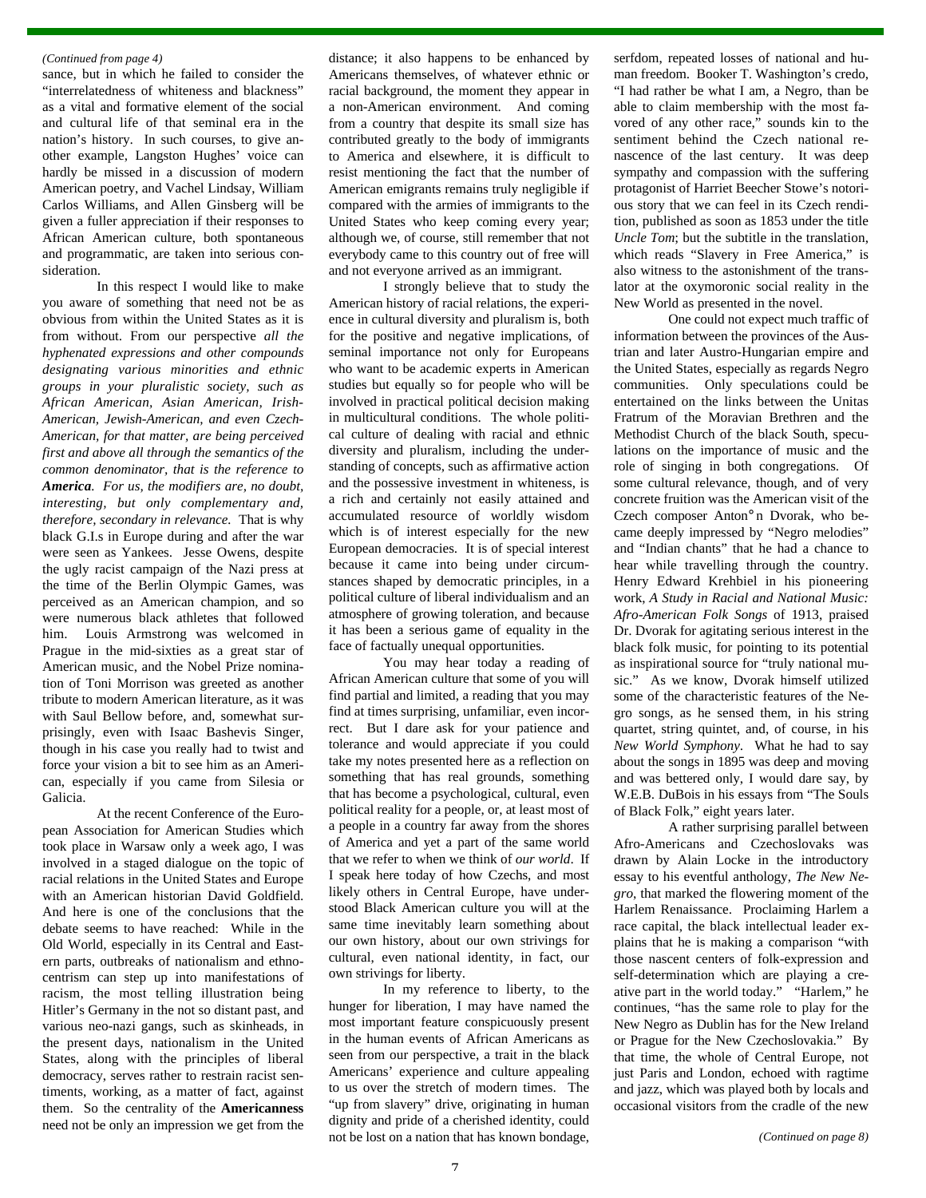*(Continued from page 4)*

sance, but in which he failed to consider the "interrelatedness of whiteness and blackness" as a vital and formative element of the social and cultural life of that seminal era in the nation's history. In such courses, to give another example, Langston Hughes' voice can hardly be missed in a discussion of modern American poetry, and Vachel Lindsay, William Carlos Williams, and Allen Ginsberg will be given a fuller appreciation if their responses to African American culture, both spontaneous and programmatic, are taken into serious consideration.

In this respect I would like to make you aware of something that need not be as obvious from within the United States as it is from without. From our perspective *all the hyphenated expressions and other compounds designating various minorities and ethnic groups in your pluralistic society, such as African American, Asian American, Irish-American, Jewish-American, and even Czech-American, for that matter, are being perceived first and above all through the semantics of the common denominator, that is the reference to **America**. For us, the modifiers are, no doubt, interesting, but only complementary and, therefore, secondary in relevance.* That is why black G.I.s in Europe during and after the war were seen as Yankees. Jesse Owens, despite the ugly racist campaign of the Nazi press at the time of the Berlin Olympic Games, was perceived as an American champion, and so were numerous black athletes that followed him. Louis Armstrong was welcomed in Prague in the mid-sixties as a great star of American music, and the Nobel Prize nomination of Toni Morrison was greeted as another tribute to modern American literature, as it was with Saul Bellow before, and, somewhat surprisingly, even with Isaac Bashevis Singer, though in his case you really had to twist and force your vision a bit to see him as an American, especially if you came from Silesia or Galicia.

At the recent Conference of the European Association for American Studies which took place in Warsaw only a week ago, I was involved in a staged dialogue on the topic of racial relations in the United States and Europe with an American historian David Goldfield. And here is one of the conclusions that the debate seems to have reached: While in the Old World, especially in its Central and Eastern parts, outbreaks of nationalism and ethnocentrism can step up into manifestations of racism, the most telling illustration being Hitler's Germany in the not so distant past, and various neo-nazi gangs, such as skinheads, in the present days, nationalism in the United States, along with the principles of liberal democracy, serves rather to restrain racist sentiments, working, as a matter of fact, against them. So the centrality of the **Americanness** need not be only an impression we get from the distance; it also happens to be enhanced by Americans themselves, of whatever ethnic or racial background, the moment they appear in a non-American environment. And coming from a country that despite its small size has contributed greatly to the body of immigrants to America and elsewhere, it is difficult to resist mentioning the fact that the number of American emigrants remains truly negligible if compared with the armies of immigrants to the United States who keep coming every year; although we, of course, still remember that not everybody came to this country out of free will and not everyone arrived as an immigrant.

I strongly believe that to study the American history of racial relations, the experience in cultural diversity and pluralism is, both for the positive and negative implications, of seminal importance not only for Europeans who want to be academic experts in American studies but equally so for people who will be involved in practical political decision making in multicultural conditions. The whole political culture of dealing with racial and ethnic diversity and pluralism, including the understanding of concepts, such as affirmative action and the possessive investment in whiteness, is a rich and certainly not easily attained and accumulated resource of worldly wisdom which is of interest especially for the new European democracies. It is of special interest because it came into being under circumstances shaped by democratic principles, in a political culture of liberal individualism and an atmosphere of growing toleration, and because it has been a serious game of equality in the face of factually unequal opportunities.

You may hear today a reading of African American culture that some of you will find partial and limited, a reading that you may find at times surprising, unfamiliar, even incorrect. But I dare ask for your patience and tolerance and would appreciate if you could take my notes presented here as a reflection on something that has real grounds, something that has become a psychological, cultural, even political reality for a people, or, at least most of a people in a country far away from the shores of America and yet a part of the same world that we refer to when we think of *our world*. If I speak here today of how Czechs, and most likely others in Central Europe, have understood Black American culture you will at the same time inevitably learn something about our own history, about our own strivings for cultural, even national identity, in fact, our own strivings for liberty.

In my reference to liberty, to the hunger for liberation, I may have named the most important feature conspicuously present in the human events of African Americans as seen from our perspective, a trait in the black Americans' experience and culture appealing to us over the stretch of modern times. The "up from slavery" drive, originating in human dignity and pride of a cherished identity, could not be lost on a nation that has known bondage, serfdom, repeated losses of national and human freedom. Booker T. Washington's credo, "I had rather be what I am, a Negro, than be able to claim membership with the most favored of any other race," sounds kin to the sentiment behind the Czech national renascence of the last century. It was deep sympathy and compassion with the suffering protagonist of Harriet Beecher Stowe's notorious story that we can feel in its Czech rendition, published as soon as 1853 under the title *Uncle Tom*; but the subtitle in the translation, which reads "Slavery in Free America," is also witness to the astonishment of the translator at the oxymoronic social reality in the New World as presented in the novel.

One could not expect much traffic of information between the provinces of the Austrian and later Austro-Hungarian empire and the United States, especially as regards Negro communities. Only speculations could be entertained on the links between the Unitas Fratrum of the Moravian Brethren and the Methodist Church of the black South, speculations on the importance of music and the role of singing in both congregations. Of some cultural relevance, though, and of very concrete fruition was the American visit of the Czech composer Anton°n Dvorak, who became deeply impressed by "Negro melodies" and "Indian chants" that he had a chance to hear while travelling through the country. Henry Edward Krehbiel in his pioneering work, *A Study in Racial and National Music: Afro-American Folk Songs* of 1913, praised Dr. Dvorak for agitating serious interest in the black folk music, for pointing to its potential as inspirational source for "truly national music." As we know, Dvorak himself utilized some of the characteristic features of the Negro songs, as he sensed them, in his string quartet, string quintet, and, of course, in his *New World Symphony*. What he had to say about the songs in 1895 was deep and moving and was bettered only, I would dare say, by W.E.B. DuBois in his essays from "The Souls of Black Folk," eight years later.

A rather surprising parallel between Afro-Americans and Czechoslovaks was drawn by Alain Locke in the introductory essay to his eventful anthology, *The New Negro*, that marked the flowering moment of the Harlem Renaissance. Proclaiming Harlem a race capital, the black intellectual leader explains that he is making a comparison "with those nascent centers of folk-expression and self-determination which are playing a creative part in the world today." "Harlem," he continues, "has the same role to play for the New Negro as Dublin has for the New Ireland or Prague for the New Czechoslovakia." By that time, the whole of Central Europe, not just Paris and London, echoed with ragtime and jazz, which was played both by locals and occasional visitors from the cradle of the new

*(Continued on page 8)*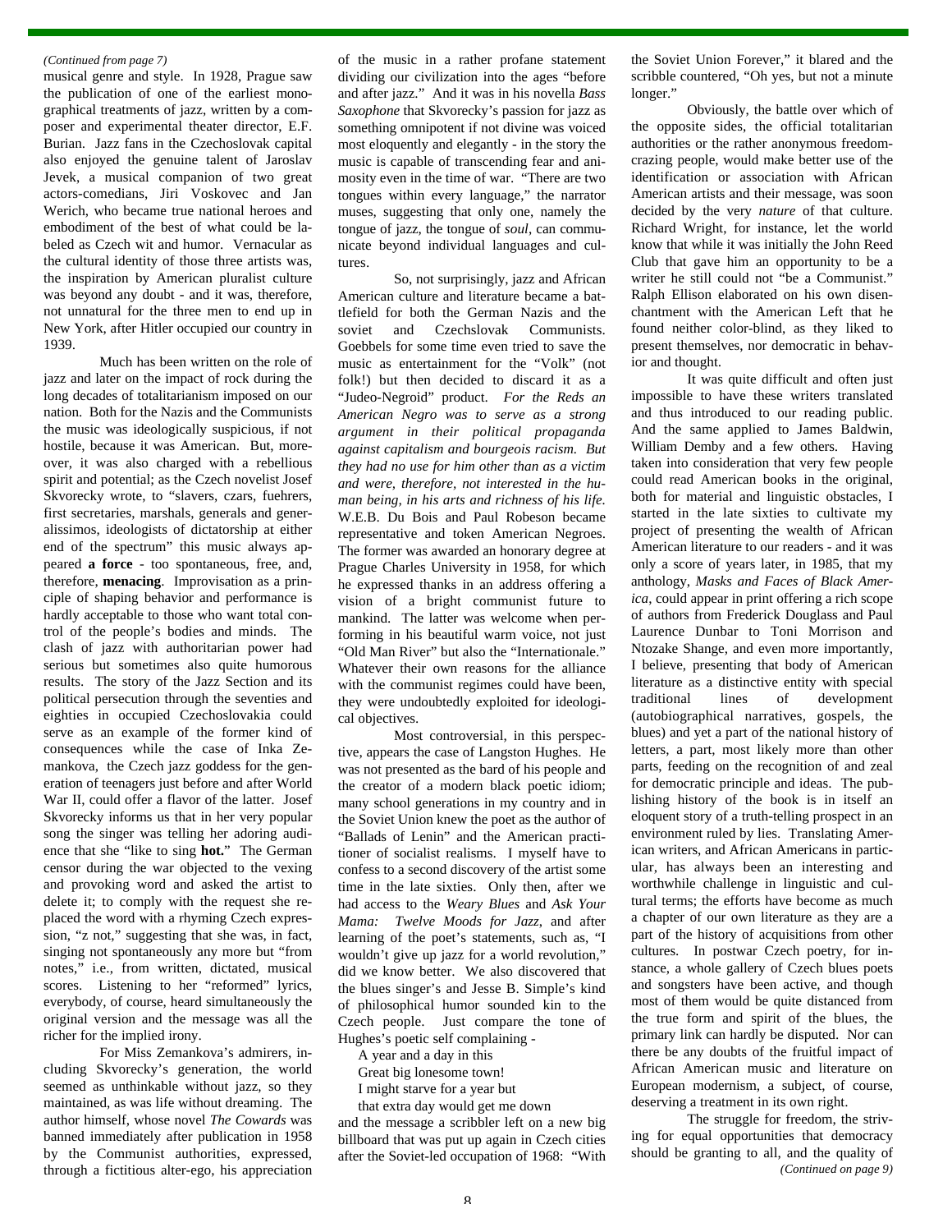*(Continued from page 7)*

musical genre and style. In 1928, Prague saw the publication of one of the earliest monographical treatments of jazz, written by a composer and experimental theater director, E.F. Burian. Jazz fans in the Czechoslovak capital also enjoyed the genuine talent of Jaroslav Jevek, a musical companion of two great actors-comedians, Jiri Voskovec and Jan Werich, who became true national heroes and embodiment of the best of what could be labeled as Czech wit and humor. Vernacular as the cultural identity of those three artists was, the inspiration by American pluralist culture was beyond any doubt - and it was, therefore, not unnatural for the three men to end up in New York, after Hitler occupied our country in 1939.

Much has been written on the role of jazz and later on the impact of rock during the long decades of totalitarianism imposed on our nation. Both for the Nazis and the Communists the music was ideologically suspicious, if not hostile, because it was American. But, moreover, it was also charged with a rebellious spirit and potential; as the Czech novelist Josef Skvorecky wrote, to "slavers, czars, fuehrers, first secretaries, marshals, generals and generalissimos, ideologists of dictatorship at either end of the spectrum" this music always appeared **a force** - too spontaneous, free, and, therefore, **menacing**. Improvisation as a principle of shaping behavior and performance is hardly acceptable to those who want total control of the people's bodies and minds. The clash of jazz with authoritarian power had serious but sometimes also quite humorous results. The story of the Jazz Section and its political persecution through the seventies and eighties in occupied Czechoslovakia could serve as an example of the former kind of consequences while the case of Inka Zemankova, the Czech jazz goddess for the generation of teenagers just before and after World War II, could offer a flavor of the latter. Josef Skvorecky informs us that in her very popular song the singer was telling her adoring audience that she "like to sing **hot.**" The German censor during the war objected to the vexing and provoking word and asked the artist to delete it; to comply with the request she replaced the word with a rhyming Czech expression, "z not," suggesting that she was, in fact, singing not spontaneously any more but "from notes," i.e., from written, dictated, musical scores. Listening to her "reformed" lyrics, everybody, of course, heard simultaneously the original version and the message was all the richer for the implied irony.

For Miss Zemankova's admirers, including Skvorecky's generation, the world seemed as unthinkable without jazz, so they maintained, as was life without dreaming. The author himself, whose novel *The Cowards* was banned immediately after publication in 1958 by the Communist authorities, expressed, through a fictitious alter-ego, his appreciation of the music in a rather profane statement dividing our civilization into the ages "before and after jazz." And it was in his novella *Bass Saxophone* that Skvorecky's passion for jazz as something omnipotent if not divine was voiced most eloquently and elegantly - in the story the music is capable of transcending fear and animosity even in the time of war. "There are two tongues within every language," the narrator muses, suggesting that only one, namely the tongue of jazz, the tongue of *soul*, can communicate beyond individual languages and cultures.

So, not surprisingly, jazz and African American culture and literature became a battlefield for both the German Nazis and the soviet and Czechslovak Communists. Goebbels for some time even tried to save the music as entertainment for the "Volk" (not folk!) but then decided to discard it as a "Judeo-Negroid" product. *For the Reds an American Negro was to serve as a strong argument in their political propaganda against capitalism and bourgeois racism. But they had no use for him other than as a victim and were, therefore, not interested in the human being, in his arts and richness of his life.* W.E.B. Du Bois and Paul Robeson became representative and token American Negroes. The former was awarded an honorary degree at Prague Charles University in 1958, for which he expressed thanks in an address offering a vision of a bright communist future to mankind. The latter was welcome when performing in his beautiful warm voice, not just "Old Man River" but also the "Internationale." Whatever their own reasons for the alliance with the communist regimes could have been, they were undoubtedly exploited for ideological objectives.

Most controversial, in this perspective, appears the case of Langston Hughes. He was not presented as the bard of his people and the creator of a modern black poetic idiom; many school generations in my country and in the Soviet Union knew the poet as the author of "Ballads of Lenin" and the American practitioner of socialist realisms. I myself have to confess to a second discovery of the artist some time in the late sixties. Only then, after we had access to the *Weary Blues* and *Ask Your Mama: Twelve Moods for Jazz*, and after learning of the poet's statements, such as, "I wouldn't give up jazz for a world revolution," did we know better. We also discovered that the blues singer's and Jesse B. Simple's kind of philosophical humor sounded kin to the Czech people. Just compare the tone of Hughes's poetic self complaining -

> A year and a day in this
> Great big lonesome town!
> I might starve for a year but
> that extra day would get me down

and the message a scribbler left on a new big billboard that was put up again in Czech cities after the Soviet-led occupation of 1968: "With the Soviet Union Forever," it blared and the scribble countered, "Oh yes, but not a minute longer."

Obviously, the battle over which of the opposite sides, the official totalitarian authorities or the rather anonymous freedom-crazing people, would make better use of the identification or association with African American artists and their message, was soon decided by the very *nature* of that culture. Richard Wright, for instance, let the world know that while it was initially the John Reed Club that gave him an opportunity to be a writer he still could not "be a Communist." Ralph Ellison elaborated on his own disenchantment with the American Left that he found neither color-blind, as they liked to present themselves, nor democratic in behavior and thought.

It was quite difficult and often just impossible to have these writers translated and thus introduced to our reading public. And the same applied to James Baldwin, William Demby and a few others. Having taken into consideration that very few people could read American books in the original, both for material and linguistic obstacles, I started in the late sixties to cultivate my project of presenting the wealth of African American literature to our readers - and it was only a score of years later, in 1985, that my anthology, *Masks and Faces of Black America*, could appear in print offering a rich scope of authors from Frederick Douglass and Paul Laurence Dunbar to Toni Morrison and Ntozake Shange, and even more importantly, I believe, presenting that body of American literature as a distinctive entity with special traditional lines of development (autobiographical narratives, gospels, the blues) and yet a part of the national history of letters, a part, most likely more than other parts, feeding on the recognition of and zeal for democratic principle and ideas. The publishing history of the book is in itself an eloquent story of a truth-telling prospect in an environment ruled by lies. Translating American writers, and African Americans in particular, has always been an interesting and worthwhile challenge in linguistic and cultural terms; the efforts have become as much a chapter of our own literature as they are a part of the history of acquisitions from other cultures. In postwar Czech poetry, for instance, a whole gallery of Czech blues poets and songsters have been active, and though most of them would be quite distanced from the true form and spirit of the blues, the primary link can hardly be disputed. Nor can there be any doubts of the fruitful impact of African American music and literature on European modernism, a subject, of course, deserving a treatment in its own right.

The struggle for freedom, the striving for equal opportunities that democracy should be granting to all, and the quality of

*(Continued on page 9)*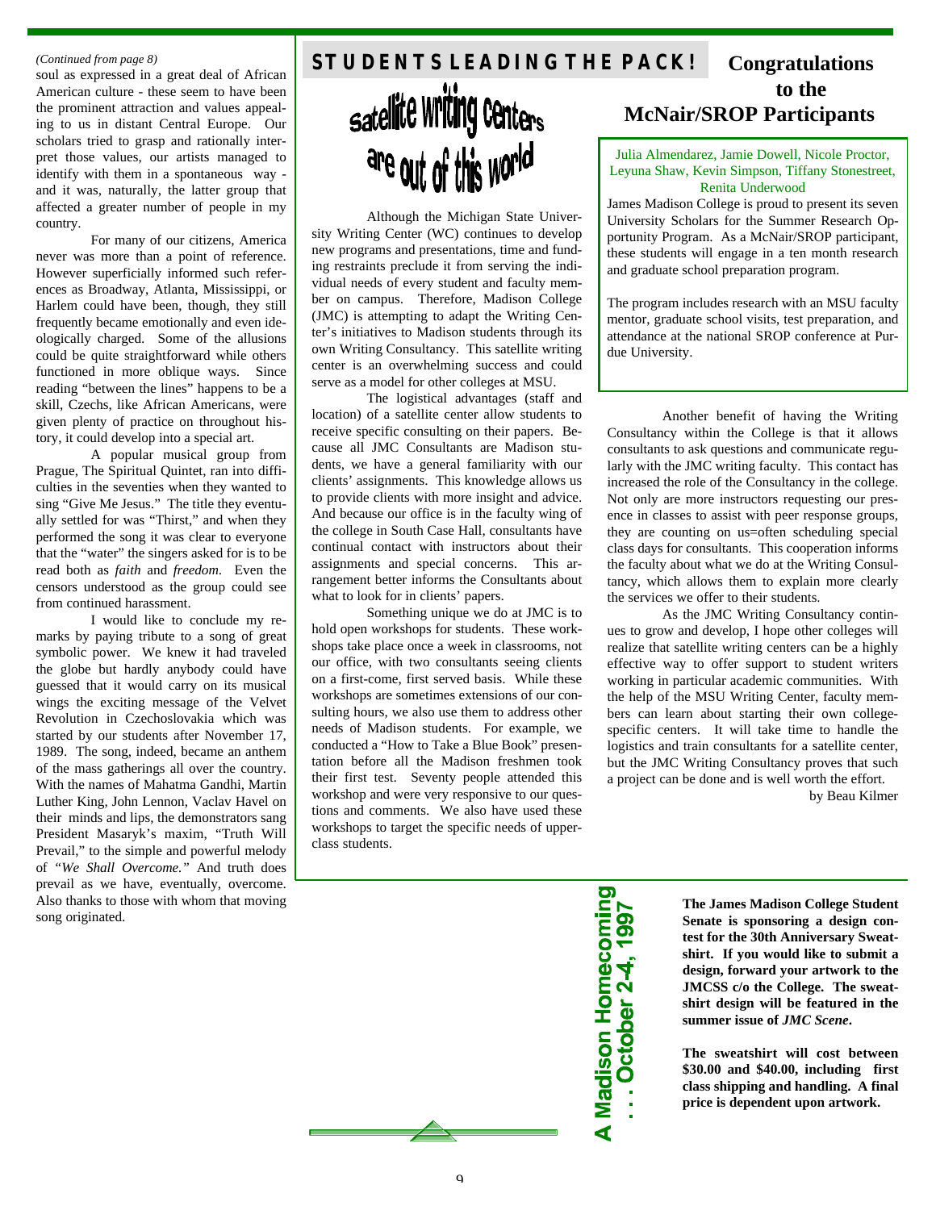*(Continued from page 8)*

soul as expressed in a great deal of African American culture - these seem to have been the prominent attraction and values appealing to us in distant Central Europe. Our scholars tried to grasp and rationally interpret those values, our artists managed to identify with them in a spontaneous way - and it was, naturally, the latter group that affected a greater number of people in my country.

For many of our citizens, America never was more than a point of reference. However superficially informed such references as Broadway, Atlanta, Mississippi, or Harlem could have been, though, they still frequently became emotionally and even ideologically charged. Some of the allusions could be quite straightforward while others functioned in more oblique ways. Since reading "between the lines" happens to be a skill, Czechs, like African Americans, were given plenty of practice on throughout history, it could develop into a special art.

A popular musical group from Prague, The Spiritual Quintet, ran into difficulties in the seventies when they wanted to sing "Give Me Jesus." The title they eventually settled for was "Thirst," and when they performed the song it was clear to everyone that the "water" the singers asked for is to be read both as *faith* and *freedom*. Even the censors understood as the group could see from continued harassment.

I would like to conclude my remarks by paying tribute to a song of great symbolic power. We knew it had traveled the globe but hardly anybody could have guessed that it would carry on its musical wings the exciting message of the Velvet Revolution in Czechoslovakia which was started by our students after November 17, 1989. The song, indeed, became an anthem of the mass gatherings all over the country. With the names of Mahatma Gandhi, Martin Luther King, John Lennon, Vaclav Havel on their minds and lips, the demonstrators sang President Masaryk's maxim, "Truth Will Prevail," to the simple and powerful melody of *"We Shall Overcome."* And truth does prevail as we have, eventually, overcome. Also thanks to those with whom that moving song originated.

## STUDENTS LEADING THE PACK!

### Satellite Writing Centers are out of this world

Although the Michigan State University Writing Center (WC) continues to develop new programs and presentations, time and funding restraints preclude it from serving the individual needs of every student and faculty member on campus. Therefore, Madison College (JMC) is attempting to adapt the Writing Center's initiatives to Madison students through its own Writing Consultancy. This satellite writing center is an overwhelming success and could serve as a model for other colleges at MSU.

The logistical advantages (staff and location) of a satellite center allow students to receive specific consulting on their papers. Because all JMC Consultants are Madison students, we have a general familiarity with our clients' assignments. This knowledge allows us to provide clients with more insight and advice. And because our office is in the faculty wing of the college in South Case Hall, consultants have continual contact with instructors about their assignments and special concerns. This arrangement better informs the Consultants about what to look for in clients' papers.

Something unique we do at JMC is to hold open workshops for students. These workshops take place once a week in classrooms, not our office, with two consultants seeing clients on a first-come, first served basis. While these workshops are sometimes extensions of our consulting hours, we also use them to address other needs of Madison students. For example, we conducted a "How to Take a Blue Book" presentation before all the Madison freshmen took their first test. Seventy people attended this workshop and were very responsive to our questions and comments. We also have used these workshops to target the specific needs of upperclass students.

Another benefit of having the Writing Consultancy within the College is that it allows consultants to ask questions and communicate regularly with the JMC writing faculty. This contact has increased the role of the Consultancy in the college. Not only are more instructors requesting our presence in classes to assist with peer response groups, they are counting on us=often scheduling special class days for consultants. This cooperation informs the faculty about what we do at the Writing Consultancy, which allows them to explain more clearly the services we offer to their students.

As the JMC Writing Consultancy continues to grow and develop, I hope other colleges will realize that satellite writing centers can be a highly effective way to offer support to student writers working in particular academic communities. With the help of the MSU Writing Center, faculty members can learn about starting their own college-specific centers. It will take time to handle the logistics and train consultants for a satellite center, but the JMC Writing Consultancy proves that such a project can be done and is well worth the effort.

by Beau Kilmer

## Congratulations to the McNair/SROP Participants

Julia Almendarez, Jamie Dowell, Nicole Proctor, Leyuna Shaw, Kevin Simpson, Tiffany Stonestreet, Renita Underwood

James Madison College is proud to present its seven University Scholars for the Summer Research Opportunity Program. As a McNair/SROP participant, these students will engage in a ten month research and graduate school preparation program.

The program includes research with an MSU faculty mentor, graduate school visits, test preparation, and attendance at the national SROP conference at Purdue University.

**A Madison Homecoming . . . October 2-4, 1997**

**The James Madison College Student Senate is sponsoring a design contest for the 30th Anniversary Sweatshirt. If you would like to submit a design, forward your artwork to the JMCSS c/o the College. The sweatshirt design will be featured in the summer issue of *JMC Scene*.**

**The sweatshirt will cost between $30.00 and $40.00, including first class shipping and handling. A final price is dependent upon artwork.**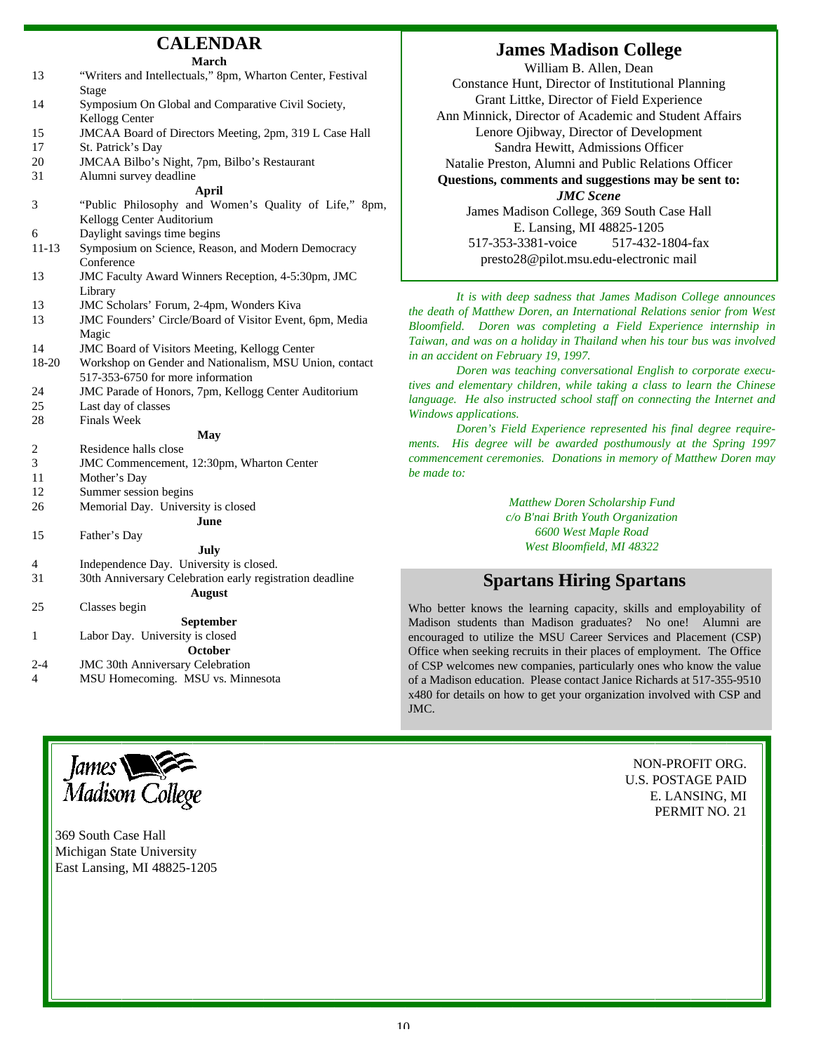# CALENDAR

**March**

| | |
|---|---|
| 13 | "Writers and Intellectuals," 8pm, Wharton Center, Festival Stage |
| 14 | Symposium On Global and Comparative Civil Society, Kellogg Center |
| 15 | JMCAA Board of Directors Meeting, 2pm, 319 L Case Hall |
| 17 | St. Patrick's Day |
| 20 | JMCAA Bilbo's Night, 7pm, Bilbo's Restaurant |
| 31 | Alumni survey deadline |

**April**

| | |
|---|---|
| 3 | "Public Philosophy and Women's Quality of Life," 8pm, Kellogg Center Auditorium |
| 6 | Daylight savings time begins |
| 11-13 | Symposium on Science, Reason, and Modern Democracy Conference |
| 13 | JMC Faculty Award Winners Reception, 4-5:30pm, JMC Library |
| 13 | JMC Scholars' Forum, 2-4pm, Wonders Kiva |
| 13 | JMC Founders' Circle/Board of Visitor Event, 6pm, Media Magic |
| 14 | JMC Board of Visitors Meeting, Kellogg Center |
| 18-20 | Workshop on Gender and Nationalism, MSU Union, contact 517-353-6750 for more information |
| 24 | JMC Parade of Honors, 7pm, Kellogg Center Auditorium |
| 25 | Last day of classes |
| 28 | Finals Week |

**May**

| | |
|---|---|
| 2 | Residence halls close |
| 3 | JMC Commencement, 12:30pm, Wharton Center |
| 11 | Mother's Day |
| 12 | Summer session begins |
| 26 | Memorial Day. University is closed |

**June**

| | |
|---|---|
| 15 | Father's Day |

**July**

| | |
|---|---|
| 4 | Independence Day. University is closed. |
| 31 | 30th Anniversary Celebration early registration deadline |

**August**

| | |
|---|---|
| 25 | Classes begin |

**September**

| | |
|---|---|
| 1 | Labor Day. University is closed |

**October**

| | |
|---|---|
| 2-4 | JMC 30th Anniversary Celebration |
| 4 | MSU Homecoming. MSU vs. Minnesota |

## James Madison College

William B. Allen, Dean
Constance Hunt, Director of Institutional Planning
Grant Littke, Director of Field Experience
Ann Minnick, Director of Academic and Student Affairs
Lenore Ojibway, Director of Development
Sandra Hewitt, Admissions Officer
Natalie Preston, Alumni and Public Relations Officer

**Questions, comments and suggestions may be sent to:**
***JMC Scene***
James Madison College, 369 South Case Hall
E. Lansing, MI 48825-1205
517-353-3381-voice 517-432-1804-fax
presto28@pilot.msu.edu-electronic mail

*It is with deep sadness that James Madison College announces the death of Matthew Doren, an International Relations senior from West Bloomfield. Doren was completing a Field Experience internship in Taiwan, and was on a holiday in Thailand when his tour bus was involved in an accident on February 19, 1997.*

*Doren was teaching conversational English to corporate executives and elementary children, while taking a class to learn the Chinese language. He also instructed school staff on connecting the Internet and Windows applications.*

*Doren's Field Experience represented his final degree requirements. His degree will be awarded posthumously at the Spring 1997 commencement ceremonies. Donations in memory of Matthew Doren may be made to:*

*Matthew Doren Scholarship Fund*
*c/o B'nai Brith Youth Organization*
*6600 West Maple Road*
*West Bloomfield, MI 48322*

## Spartans Hiring Spartans

Who better knows the learning capacity, skills and employability of Madison students than Madison graduates? No one! Alumni are encouraged to utilize the MSU Career Services and Placement (CSP) Office when seeking recruits in their places of employment. The Office of CSP welcomes new companies, particularly ones who know the value of a Madison education. Please contact Janice Richards at 517-355-9510 x480 for details on how to get your organization involved with CSP and JMC.

James Madison College
369 South Case Hall
Michigan State University
East Lansing, MI 48825-1205

NON-PROFIT ORG.
U.S. POSTAGE PAID
E. LANSING, MI
PERMIT NO. 21